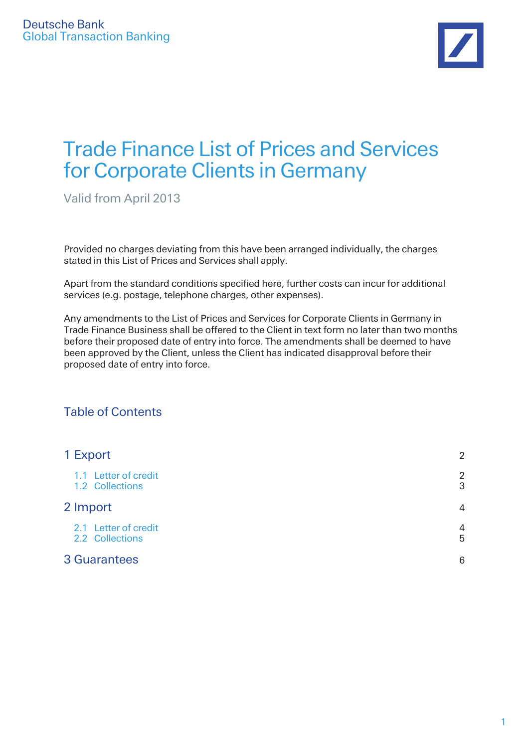Deutsche Bank
Global Transaction Banking

# Trade Finance List of Prices and Services for Corporate Clients in Germany

Valid from April 2013

Provided no charges deviating from this have been arranged individually, the charges stated in this List of Prices and Services shall apply.

Apart from the standard conditions specified here, further costs can incur for additional services (e.g. postage, telephone charges, other expenses).

Any amendments to the List of Prices and Services for Corporate Clients in Germany in Trade Finance Business shall be offered to the Client in text form no later than two months before their proposed date of entry into force. The amendments shall be deemed to have been approved by the Client, unless the Client has indicated disapproval before their proposed date of entry into force.

## Table of Contents

| | |
|---|---|
| 1 Export | 2 |
| 1.1 Letter of credit | 2 |
| 1.2 Collections | 3 |
| 2 Import | 4 |
| 2.1 Letter of credit | 4 |
| 2.2 Collections | 5 |
| 3 Guarantees | 6 |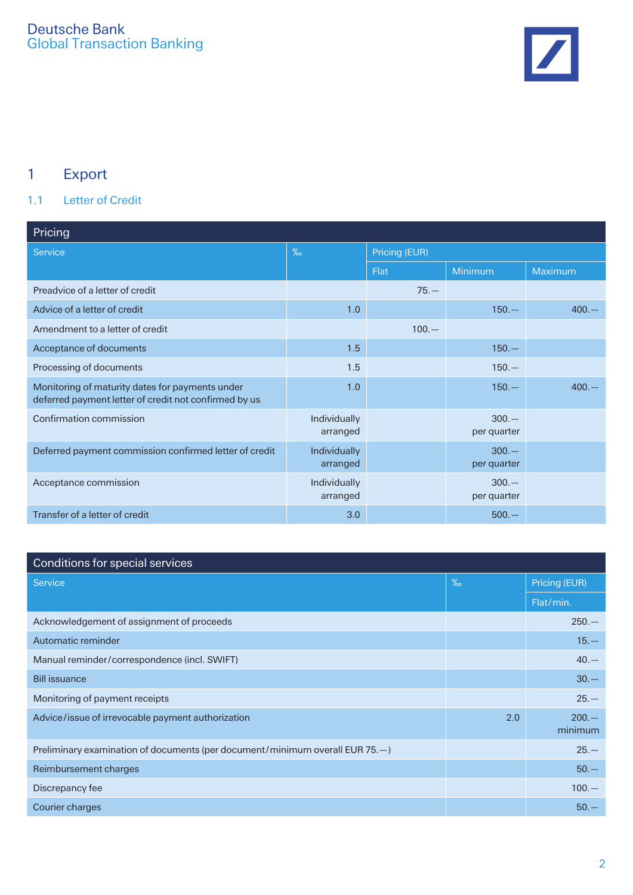# 1 Export

## 1.1 Letter of Credit

| Pricing | | | | |
|---|---|---|---|---|
| Service | ‰ | Pricing (EUR) | | |
| | | Flat | Minimum | Maximum |
| Preadvice of a letter of credit | | 75.— | | |
| Advice of a letter of credit | 1.0 | | 150.— | 400.— |
| Amendment to a letter of credit | | 100.— | | |
| Acceptance of documents | 1.5 | | 150.— | |
| Processing of documents | 1.5 | | 150.— | |
| Monitoring of maturity dates for payments under deferred payment letter of credit not confirmed by us | 1.0 | | 150.— | 400.— |
| Confirmation commission | Individually arranged | | 300.— per quarter | |
| Deferred payment commission confirmed letter of credit | Individually arranged | | 300.— per quarter | |
| Acceptance commission | Individually arranged | | 300.— per quarter | |
| Transfer of a letter of credit | 3.0 | | 500.— | |

| Conditions for special services | | |
|---|---|---|
| Service | ‰ | Pricing (EUR) |
| | | Flat/min. |
| Acknowledgement of assignment of proceeds | | 250.— |
| Automatic reminder | | 15.— |
| Manual reminder/correspondence (incl. SWIFT) | | 40.— |
| Bill issuance | | 30.— |
| Monitoring of payment receipts | | 25.— |
| Advice/issue of irrevocable payment authorization | 2.0 | 200.— minimum |
| Preliminary examination of documents (per document/minimum overall EUR 75.—) | | 25.— |
| Reimbursement charges | | 50.— |
| Discrepancy fee | | 100.— |
| Courier charges | | 50.— |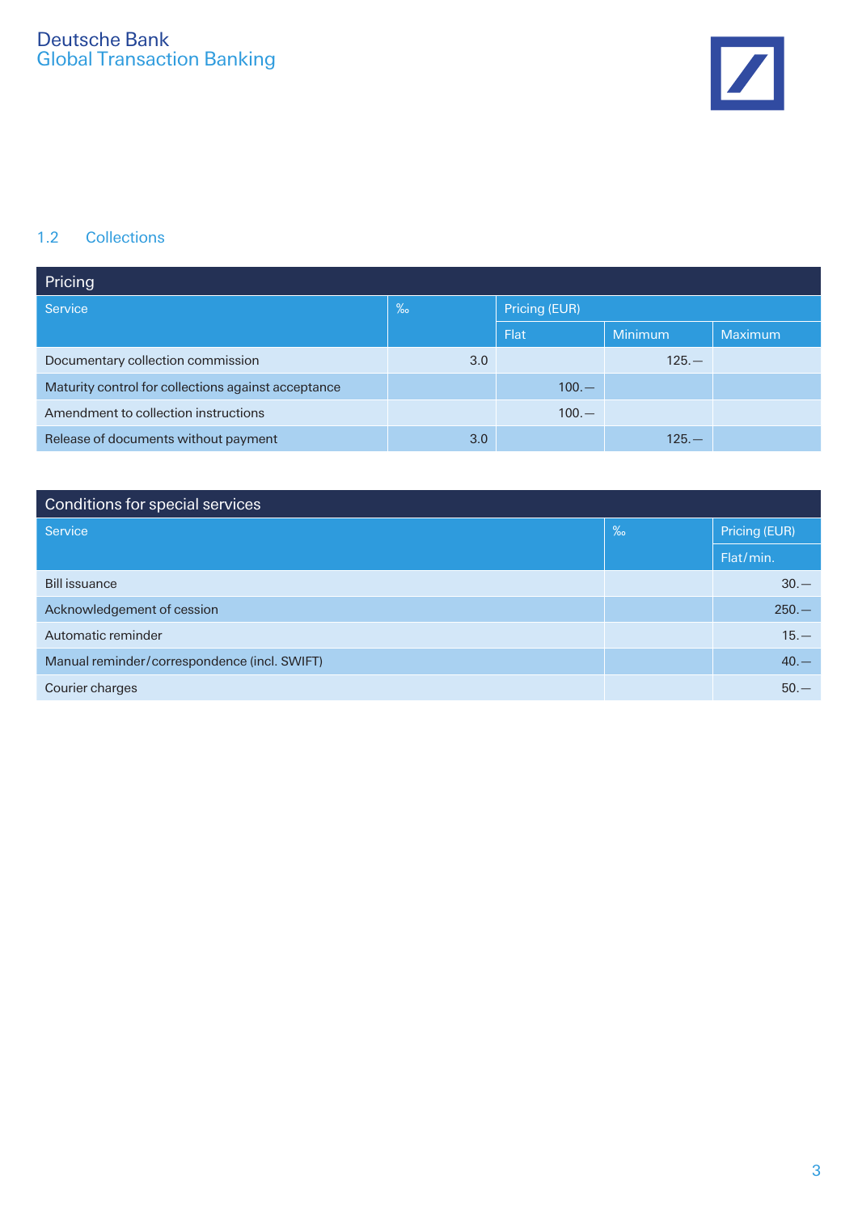## 1.2 Collections

| Pricing | | | | |
|---|---|---|---|---|
| Service | ‰ | Pricing (EUR) | | |
| | | Flat | Minimum | Maximum |
| Documentary collection commission | 3.0 | | 125.— | |
| Maturity control for collections against acceptance | | 100.— | | |
| Amendment to collection instructions | | 100.— | | |
| Release of documents without payment | 3.0 | | 125.— | |

| Conditions for special services | | |
|---|---|---|
| Service | ‰ | Pricing (EUR) |
| | | Flat/min. |
| Bill issuance | | 30.— |
| Acknowledgement of cession | | 250.— |
| Automatic reminder | | 15.— |
| Manual reminder/correspondence (incl. SWIFT) | | 40.— |
| Courier charges | | 50.— |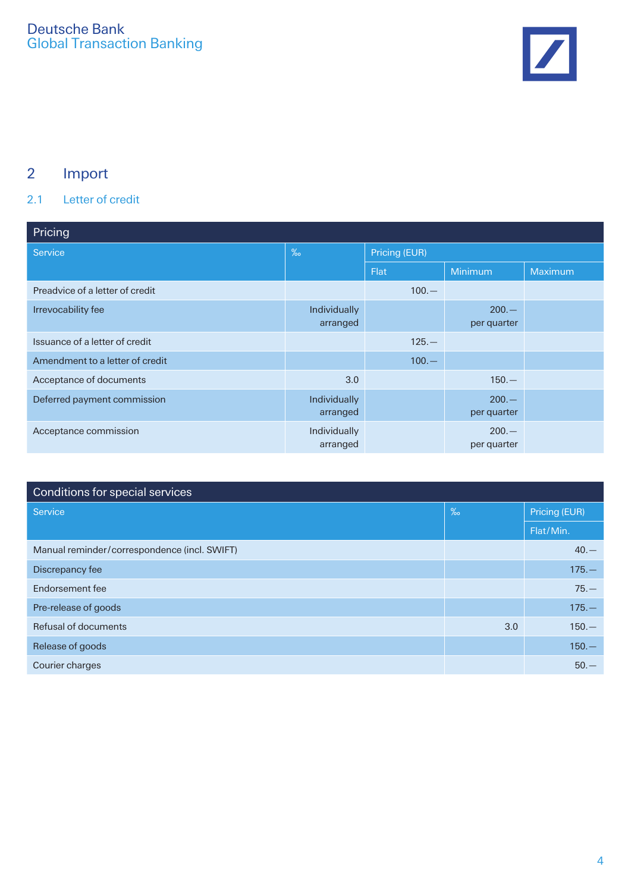## 2 Import

### 2.1 Letter of credit

| Pricing | | | | |
|---|---|---|---|---|
| Service | ‰ | Pricing (EUR) | | |
| | | Flat | Minimum | Maximum |
| Preadvice of a letter of credit | | 100.— | | |
| Irrevocability fee | Individually arranged | | 200.— per quarter | |
| Issuance of a letter of credit | | 125.— | | |
| Amendment to a letter of credit | | 100.— | | |
| Acceptance of documents | 3.0 | | 150.— | |
| Deferred payment commission | Individually arranged | | 200.— per quarter | |
| Acceptance commission | Individually arranged | | 200.— per quarter | |

| Conditions for special services | | |
|---|---|---|
| Service | ‰ | Pricing (EUR) |
| | | Flat/Min. |
| Manual reminder/correspondence (incl. SWIFT) | | 40.— |
| Discrepancy fee | | 175.— |
| Endorsement fee | | 75.— |
| Pre-release of goods | | 175.— |
| Refusal of documents | 3.0 | 150.— |
| Release of goods | | 150.— |
| Courier charges | | 50.— |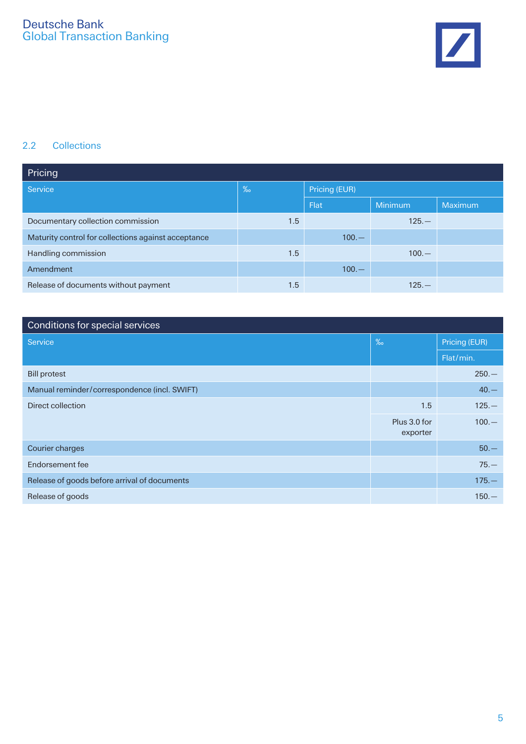## 2.2 Collections

| Pricing | | | | |
|---|---|---|---|---|
| Service | ‰ | Pricing (EUR) | | |
| | | Flat | Minimum | Maximum |
| Documentary collection commission | 1.5 | | 125.— | |
| Maturity control for collections against acceptance | | 100.— | | |
| Handling commission | 1.5 | | 100.— | |
| Amendment | | 100.— | | |
| Release of documents without payment | 1.5 | | 125.— | |

| Conditions for special services | | |
|---|---|---|
| Service | ‰ | Pricing (EUR) |
| | | Flat/min. |
| Bill protest | | 250.— |
| Manual reminder/correspondence (incl. SWIFT) | | 40.— |
| Direct collection | 1.5 | 125.— |
| | Plus 3.0 for exporter | 100.— |
| Courier charges | | 50.— |
| Endorsement fee | | 75.— |
| Release of goods before arrival of documents | | 175.— |
| Release of goods | | 150.— |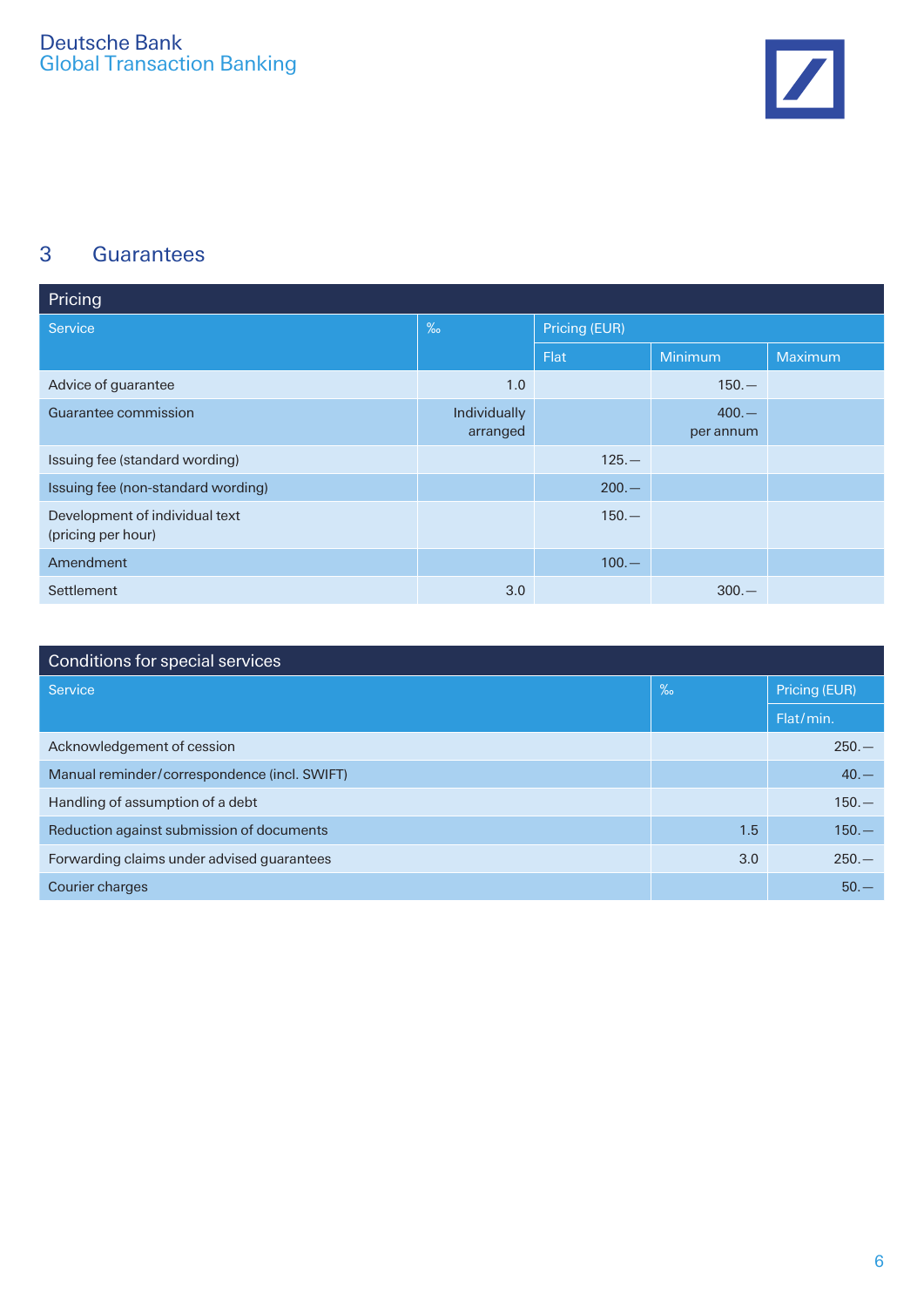## 3 Guarantees

| Pricing | | | | |
|---|---|---|---|---|
| Service | ‰ | Pricing (EUR) | | |
| | | Flat | Minimum | Maximum |
| Advice of guarantee | 1.0 | | 150.— | |
| Guarantee commission | Individually arranged | | 400.— per annum | |
| Issuing fee (standard wording) | | 125.— | | |
| Issuing fee (non-standard wording) | | 200.— | | |
| Development of individual text (pricing per hour) | | 150.— | | |
| Amendment | | 100.— | | |
| Settlement | 3.0 | | 300.— | |

| Conditions for special services | | |
|---|---|---|
| Service | ‰ | Pricing (EUR) |
| | | Flat/min. |
| Acknowledgement of cession | | 250.— |
| Manual reminder/correspondence (incl. SWIFT) | | 40.— |
| Handling of assumption of a debt | | 150.— |
| Reduction against submission of documents | 1.5 | 150.— |
| Forwarding claims under advised guarantees | 3.0 | 250.— |
| Courier charges | | 50.— |